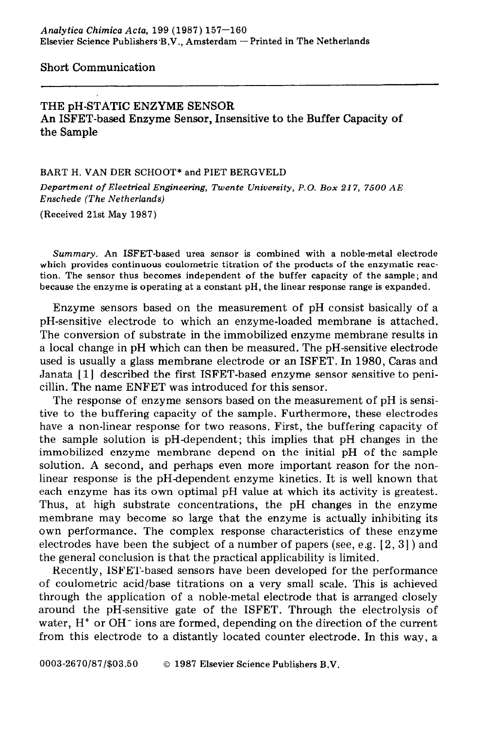Short Communication

# THE pH-STATIC ENZYME SENSOR

## An ISFET-based Enzyme Sensor, Insensitive to the Buffer Capacity of the Sample

BART H. VAN DER SCHOOT* and PIET BERGVELD

*Department of Electrical Engineering, Twente University, P.O. Box 217, 7500 AE Enschede (The Netherlands)*

(Received 21st May 1987)

*Summary.* An ISFET-based urea sensor is combined with a noble-metal electrode which provides continuous coulometric titration of the products of the enzymatic reaction. The sensor thus becomes independent of the buffer capacity of the sample; and because the enzyme is operating at a constant pH, the linear response range is expanded.

Enzyme sensors based on the measurement of pH consist basically of a pH-sensitive electrode to which an enzyme-loaded membrane is attached. The conversion of substrate in the immobilized enzyme membrane results in a local change in pH which can then be measured. The pH-sensitive electrode used is usually a glass membrane electrode or an ISFET. In 1980, Caras and Janata [1] described the first ISFET-based enzyme sensor sensitive to penicillin. The name ENFET was introduced for this sensor.

The response of enzyme sensors based on the measurement of pH is sensitive to the buffering capacity of the sample. Furthermore, these electrodes have a non-linear response for two reasons. First, the buffering capacity of the sample solution is pH-dependent; this implies that pH changes in the immobilized enzyme membrane depend on the initial pH of the sample solution. A second, and perhaps even more important reason for the non-linear response is the pH-dependent enzyme kinetics. It is well known that each enzyme has its own optimal pH value at which its activity is greatest. Thus, at high substrate concentrations, the pH changes in the enzyme membrane may become so large that the enzyme is actually inhibiting its own performance. The complex response characteristics of these enzyme electrodes have been the subject of a number of papers (see, e.g. [2, 3]) and the general conclusion is that the practical applicability is limited.

Recently, ISFET-based sensors have been developed for the performance of coulometric acid/base titrations on a very small scale. This is achieved through the application of a noble-metal electrode that is arranged closely around the pH-sensitive gate of the ISFET. Through the electrolysis of water, $H^+$ or $OH^-$ ions are formed, depending on the direction of the current from this electrode to a distantly located counter electrode. In this way, a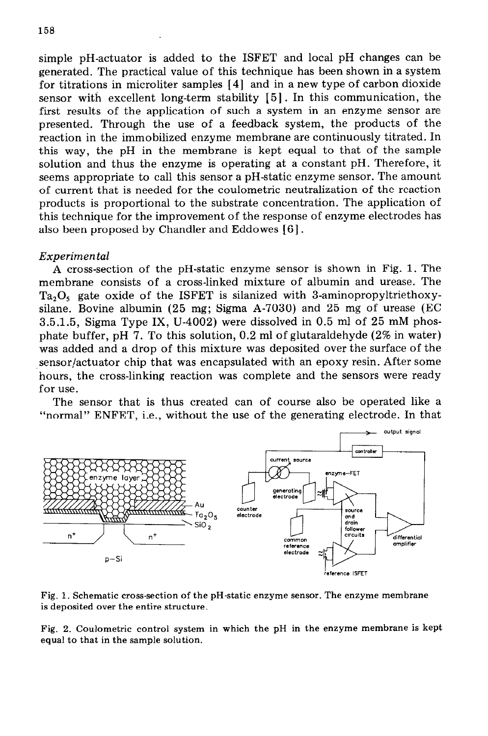simple pH-actuator is added to the ISFET and local pH changes can be generated. The practical value of this technique has been shown in a system for titrations in microliter samples [4] and in a new type of carbon dioxide sensor with excellent long-term stability [5]. In this communication, the first results of the application of such a system in an enzyme sensor are presented. Through the use of a feedback system, the products of the reaction in the immobilized enzyme membrane are continuously titrated. In this way, the pH in the membrane is kept equal to that of the sample solution and thus the enzyme is operating at a constant pH. Therefore, it seems appropriate to call this sensor a pH-static enzyme sensor. The amount of current that is needed for the coulometric neutralization of the reaction products is proportional to the substrate concentration. The application of this technique for the improvement of the response of enzyme electrodes has also been proposed by Chandler and Eddowes [6].

*Experimental*

A cross-section of the pH-static enzyme sensor is shown in Fig. 1. The membrane consists of a cross-linked mixture of albumin and urease. The $Ta_2O_5$ gate oxide of the ISFET is silanized with 3-aminopropyltriethoxy-silane. Bovine albumin (25 mg; Sigma A-7030) and 25 mg of urease (EC 3.5.1.5, Sigma Type IX, U-4002) were dissolved in 0.5 ml of 25 mM phosphate buffer, pH 7. To this solution, 0.2 ml of glutaraldehyde (2% in water) was added and a drop of this mixture was deposited over the surface of the sensor/actuator chip that was encapsulated with an epoxy resin. After some hours, the cross-linking reaction was complete and the sensors were ready for use.

The sensor that is thus created can of course also be operated like a "normal" ENFET, i.e., without the use of the generating electrode. In that

Fig. 1. Schematic cross-section of the pH-static enzyme sensor. The enzyme membrane is deposited over the entire structure.

Fig. 2. Coulometric control system in which the pH in the enzyme membrane is kept equal to that in the sample solution.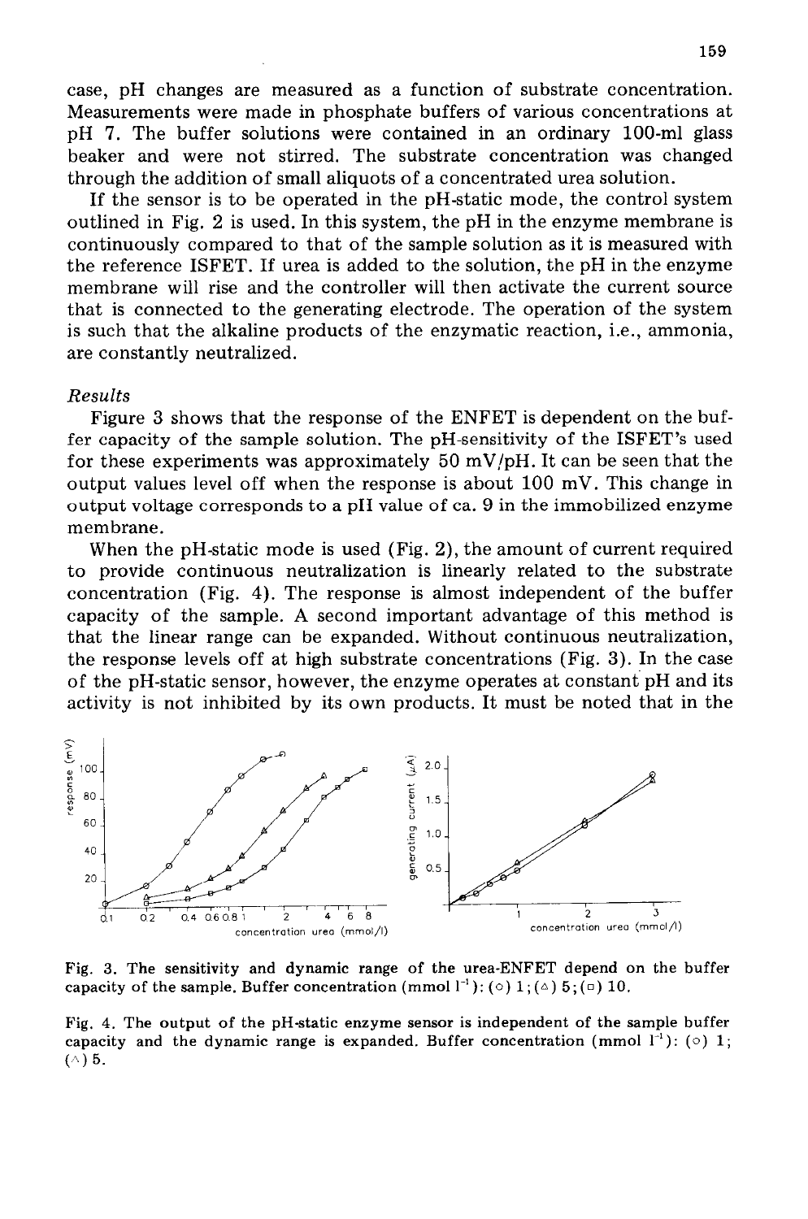case, pH changes are measured as a function of substrate concentration. Measurements were made in phosphate buffers of various concentrations at pH 7. The buffer solutions were contained in an ordinary 100-ml glass beaker and were not stirred. The substrate concentration was changed through the addition of small aliquots of a concentrated urea solution.

If the sensor is to be operated in the pH-static mode, the control system outlined in Fig. 2 is used. In this system, the pH in the enzyme membrane is continuously compared to that of the sample solution as it is measured with the reference ISFET. If urea is added to the solution, the pH in the enzyme membrane will rise and the controller will then activate the current source that is connected to the generating electrode. The operation of the system is such that the alkaline products of the enzymatic reaction, i.e., ammonia, are constantly neutralized.

### *Results*

Figure 3 shows that the response of the ENFET is dependent on the buffer capacity of the sample solution. The pH-sensitivity of the ISFET's used for these experiments was approximately 50 mV/pH. It can be seen that the output values level off when the response is about 100 mV. This change in output voltage corresponds to a pH value of ca. 9 in the immobilized enzyme membrane.

When the pH-static mode is used (Fig. 2), the amount of current required to provide continuous neutralization is linearly related to the substrate concentration (Fig. 4). The response is almost independent of the buffer capacity of the sample. A second important advantage of this method is that the linear range can be expanded. Without continuous neutralization, the response levels off at high substrate concentrations (Fig. 3). In the case of the pH-static sensor, however, the enzyme operates at constant pH and its activity is not inhibited by its own products. It must be noted that in the

Fig. 3. The sensitivity and dynamic range of the urea-ENFET depend on the buffer capacity of the sample. Buffer concentration (mmol $l^{-1}$): (○) 1; (△) 5; (□) 10.

Fig. 4. The output of the pH-static enzyme sensor is independent of the sample buffer capacity and the dynamic range is expanded. Buffer concentration (mmol $l^{-1}$): (○) 1; (△) 5.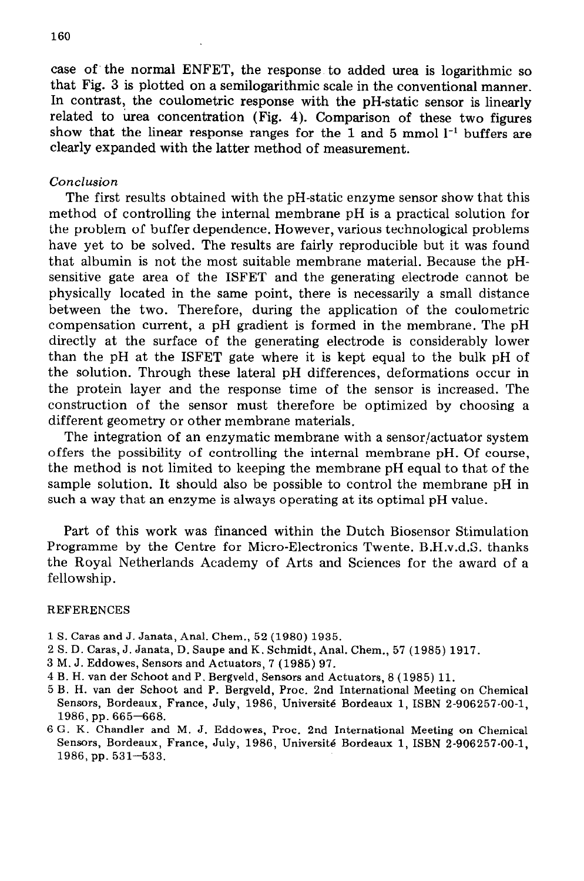case of the normal ENFET, the response to added urea is logarithmic so that Fig. 3 is plotted on a semilogarithmic scale in the conventional manner. In contrast, the coulometric response with the pH-static sensor is linearly related to urea concentration (Fig. 4). Comparison of these two figures show that the linear response ranges for the 1 and 5 mmol $l^{-1}$ buffers are clearly expanded with the latter method of measurement.

### *Conclusion*

The first results obtained with the pH-static enzyme sensor show that this method of controlling the internal membrane pH is a practical solution for the problem of buffer dependence. However, various technological problems have yet to be solved. The results are fairly reproducible but it was found that albumin is not the most suitable membrane material. Because the pH-sensitive gate area of the ISFET and the generating electrode cannot be physically located in the same point, there is necessarily a small distance between the two. Therefore, during the application of the coulometric compensation current, a pH gradient is formed in the membrane. The pH directly at the surface of the generating electrode is considerably lower than the pH at the ISFET gate where it is kept equal to the bulk pH of the solution. Through these lateral pH differences, deformations occur in the protein layer and the response time of the sensor is increased. The construction of the sensor must therefore be optimized by choosing a different geometry or other membrane materials.

The integration of an enzymatic membrane with a sensor/actuator system offers the possibility of controlling the internal membrane pH. Of course, the method is not limited to keeping the membrane pH equal to that of the sample solution. It should also be possible to control the membrane pH in such a way that an enzyme is always operating at its optimal pH value.

Part of this work was financed within the Dutch Biosensor Stimulation Programme by the Centre for Micro-Electronics Twente. B.H.v.d.S. thanks the Royal Netherlands Academy of Arts and Sciences for the award of a fellowship.

### REFERENCES

1 S. Caras and J. Janata, Anal. Chem., 52 (1980) 1935.
2 S. D. Caras, J. Janata, D. Saupe and K. Schmidt, Anal. Chem., 57 (1985) 1917.
3 M. J. Eddowes, Sensors and Actuators, 7 (1985) 97.
4 B. H. van der Schoot and P. Bergveld, Sensors and Actuators, 8 (1985) 11.
5 B. H. van der Schoot and P. Bergveld, Proc. 2nd International Meeting on Chemical Sensors, Bordeaux, France, July, 1986, Université Bordeaux 1, ISBN 2-906257-00-1, 1986, pp. 665–668.
6 G. K. Chandler and M. J. Eddowes, Proc. 2nd International Meeting on Chemical Sensors, Bordeaux, France, July, 1986, Université Bordeaux 1, ISBN 2-906257-00-1, 1986, pp. 531–533.